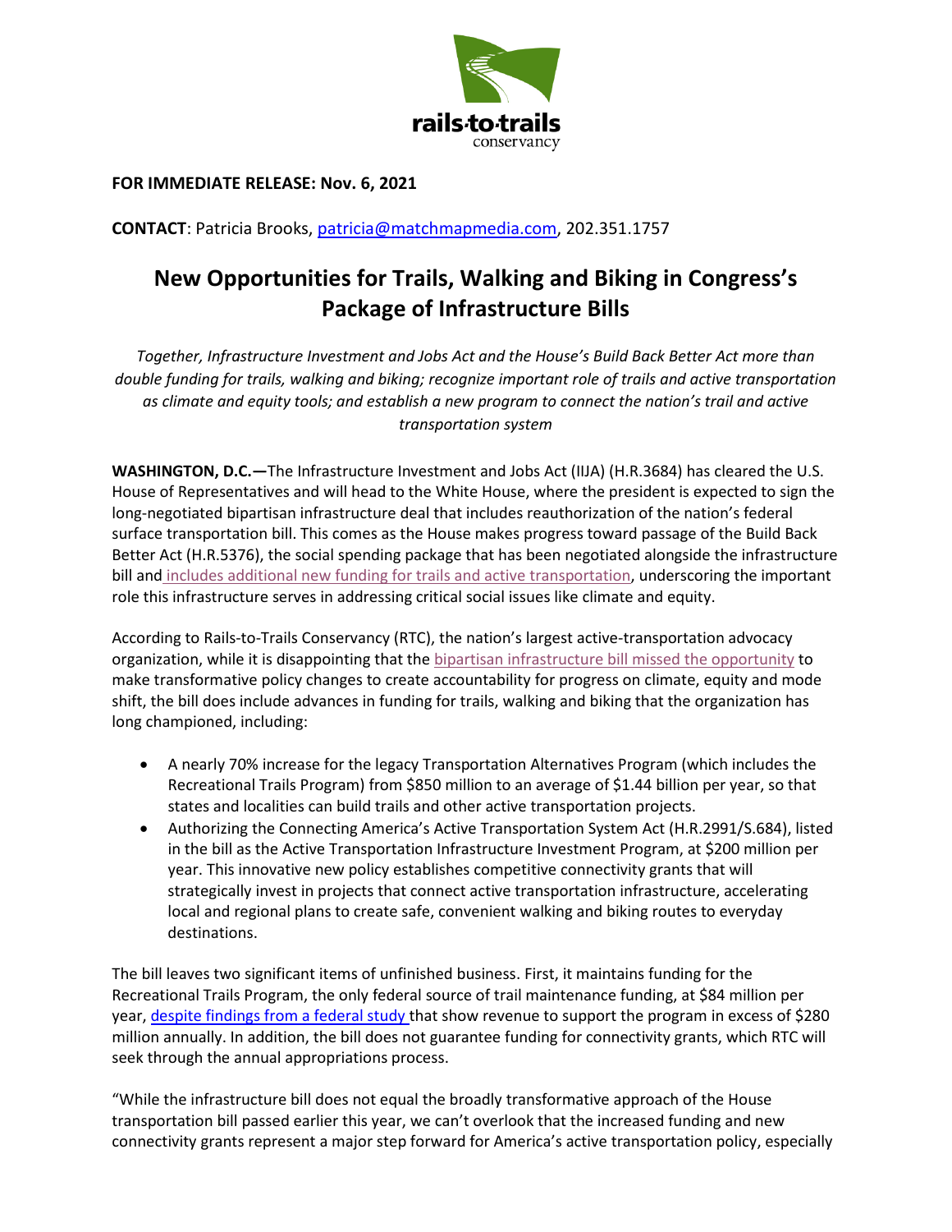**FOR IMMEDIATE RELEASE: Nov. 6, 2021**

**CONTACT**: Patricia Brooks, patricia@matchmapmedia.com, 202.351.1757

# New Opportunities for Trails, Walking and Biking in Congress's Package of Infrastructure Bills

*Together, Infrastructure Investment and Jobs Act and the House's Build Back Better Act more than double funding for trails, walking and biking; recognize important role of trails and active transportation as climate and equity tools; and establish a new program to connect the nation's trail and active transportation system*

**WASHINGTON, D.C.—**The Infrastructure Investment and Jobs Act (IIJA) (H.R.3684) has cleared the U.S. House of Representatives and will head to the White House, where the president is expected to sign the long-negotiated bipartisan infrastructure deal that includes reauthorization of the nation's federal surface transportation bill. This comes as the House makes progress toward passage of the Build Back Better Act (H.R.5376), the social spending package that has been negotiated alongside the infrastructure bill and includes additional new funding for trails and active transportation, underscoring the important role this infrastructure serves in addressing critical social issues like climate and equity.

According to Rails-to-Trails Conservancy (RTC), the nation's largest active-transportation advocacy organization, while it is disappointing that the bipartisan infrastructure bill missed the opportunity to make transformative policy changes to create accountability for progress on climate, equity and mode shift, the bill does include advances in funding for trails, walking and biking that the organization has long championed, including:

- A nearly 70% increase for the legacy Transportation Alternatives Program (which includes the Recreational Trails Program) from $850 million to an average of $1.44 billion per year, so that states and localities can build trails and other active transportation projects.
- Authorizing the Connecting America's Active Transportation System Act (H.R.2991/S.684), listed in the bill as the Active Transportation Infrastructure Investment Program, at $200 million per year. This innovative new policy establishes competitive connectivity grants that will strategically invest in projects that connect active transportation infrastructure, accelerating local and regional plans to create safe, convenient walking and biking routes to everyday destinations.

The bill leaves two significant items of unfinished business. First, it maintains funding for the Recreational Trails Program, the only federal source of trail maintenance funding, at $84 million per year, despite findings from a federal study that show revenue to support the program in excess of $280 million annually. In addition, the bill does not guarantee funding for connectivity grants, which RTC will seek through the annual appropriations process.

"While the infrastructure bill does not equal the broadly transformative approach of the House transportation bill passed earlier this year, we can't overlook that the increased funding and new connectivity grants represent a major step forward for America's active transportation policy, especially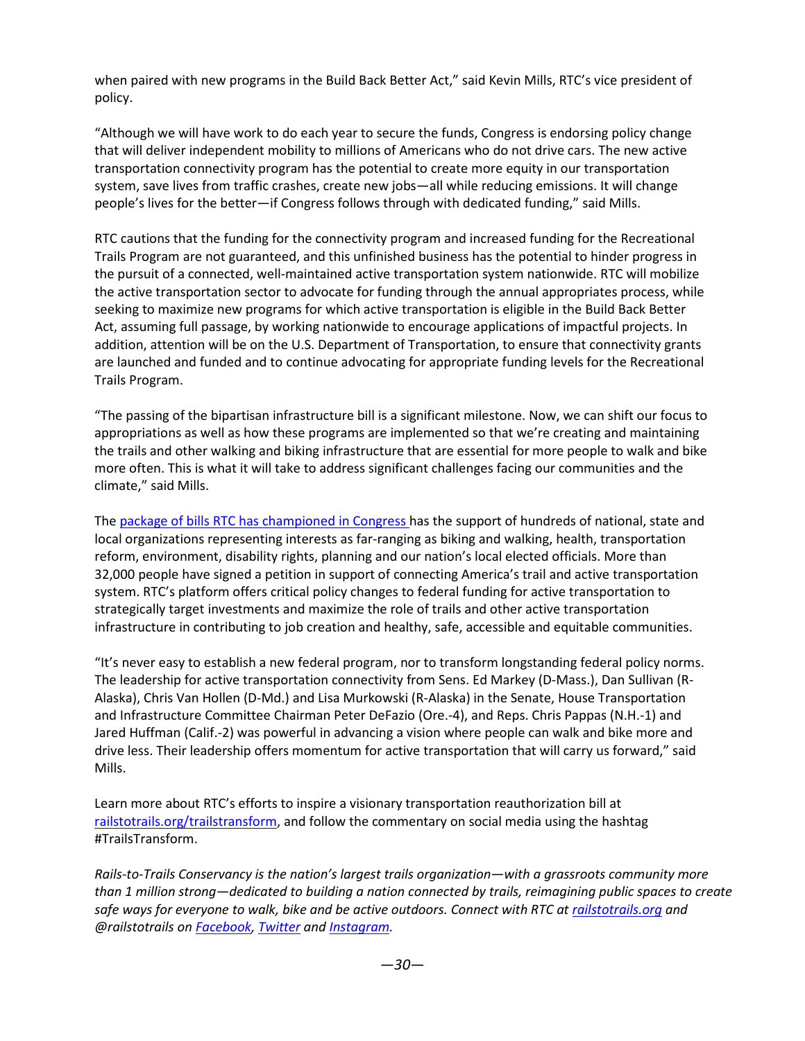when paired with new programs in the Build Back Better Act," said Kevin Mills, RTC's vice president of policy.

"Although we will have work to do each year to secure the funds, Congress is endorsing policy change that will deliver independent mobility to millions of Americans who do not drive cars. The new active transportation connectivity program has the potential to create more equity in our transportation system, save lives from traffic crashes, create new jobs—all while reducing emissions. It will change people's lives for the better—if Congress follows through with dedicated funding," said Mills.

RTC cautions that the funding for the connectivity program and increased funding for the Recreational Trails Program are not guaranteed, and this unfinished business has the potential to hinder progress in the pursuit of a connected, well-maintained active transportation system nationwide. RTC will mobilize the active transportation sector to advocate for funding through the annual appropriates process, while seeking to maximize new programs for which active transportation is eligible in the Build Back Better Act, assuming full passage, by working nationwide to encourage applications of impactful projects. In addition, attention will be on the U.S. Department of Transportation, to ensure that connectivity grants are launched and funded and to continue advocating for appropriate funding levels for the Recreational Trails Program.

"The passing of the bipartisan infrastructure bill is a significant milestone. Now, we can shift our focus to appropriations as well as how these programs are implemented so that we're creating and maintaining the trails and other walking and biking infrastructure that are essential for more people to walk and bike more often. This is what it will take to address significant challenges facing our communities and the climate," said Mills.

The package of bills RTC has championed in Congress has the support of hundreds of national, state and local organizations representing interests as far-ranging as biking and walking, health, transportation reform, environment, disability rights, planning and our nation's local elected officials. More than 32,000 people have signed a petition in support of connecting America's trail and active transportation system. RTC's platform offers critical policy changes to federal funding for active transportation to strategically target investments and maximize the role of trails and other active transportation infrastructure in contributing to job creation and healthy, safe, accessible and equitable communities.

"It's never easy to establish a new federal program, nor to transform longstanding federal policy norms. The leadership for active transportation connectivity from Sens. Ed Markey (D-Mass.), Dan Sullivan (R-Alaska), Chris Van Hollen (D-Md.) and Lisa Murkowski (R-Alaska) in the Senate, House Transportation and Infrastructure Committee Chairman Peter DeFazio (Ore.-4), and Reps. Chris Pappas (N.H.-1) and Jared Huffman (Calif.-2) was powerful in advancing a vision where people can walk and bike more and drive less. Their leadership offers momentum for active transportation that will carry us forward," said Mills.

Learn more about RTC's efforts to inspire a visionary transportation reauthorization bill at railstotrails.org/trailstransform, and follow the commentary on social media using the hashtag #TrailsTransform.

*Rails-to-Trails Conservancy is the nation's largest trails organization—with a grassroots community more than 1 million strong—dedicated to building a nation connected by trails, reimagining public spaces to create safe ways for everyone to walk, bike and be active outdoors. Connect with RTC at railstotrails.org and @railstotrails on Facebook, Twitter and Instagram.*

*—30—*